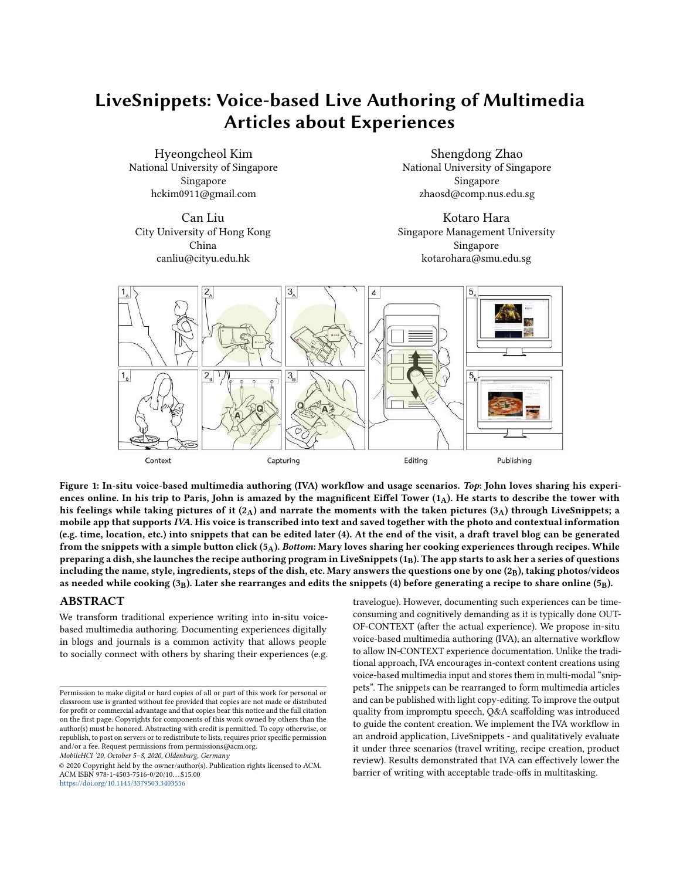# LiveSnippets: Voice-based Live Authoring of Multimedia Articles about Experiences

Hyeongcheol Kim
National University of Singapore
Singapore
hckim0911@gmail.com

Shengdong Zhao
National University of Singapore
Singapore
zhaosd@comp.nus.edu.sg

Can Liu
City University of Hong Kong
China
canliu@cityu.edu.hk

Kotaro Hara
Singapore Management University
Singapore
kotarohara@smu.edu.sg

**Figure 1: In-situ voice-based multimedia authoring (IVA) workflow and usage scenarios. *Top*: John loves sharing his experiences online. In his trip to Paris, John is amazed by the magnificent Eiffel Tower ($1_A$). He starts to describe the tower with his feelings while taking pictures of it ($2_A$) and narrate the moments with the taken pictures ($3_A$) through LiveSnippets; a mobile app that supports *IVA*. His voice is transcribed into text and saved together with the photo and contextual information (e.g. time, location, etc.) into snippets that can be edited later (4). At the end of the visit, a draft travel blog can be generated from the snippets with a simple button click ($5_A$). *Bottom*: Mary loves sharing her cooking experiences through recipes. While preparing a dish, she launches the recipe authoring program in LiveSnippets ($1_B$). The app starts to ask her a series of questions including the name, style, ingredients, steps of the dish, etc. Mary answers the questions one by one ($2_B$), taking photos/videos as needed while cooking ($3_B$). Later she rearranges and edits the snippets (4) before generating a recipe to share online ($5_B$).**

## ABSTRACT

We transform traditional experience writing into in-situ voice-based multimedia authoring. Documenting experiences digitally in blogs and journals is a common activity that allows people to socially connect with others by sharing their experiences (e.g. travelogue). However, documenting such experiences can be time-consuming and cognitively demanding as it is typically done OUT-OF-CONTEXT (after the actual experience). We propose in-situ voice-based multimedia authoring (IVA), an alternative workflow to allow IN-CONTEXT experience documentation. Unlike the traditional approach, IVA encourages in-context content creations using voice-based multimedia input and stores them in multi-modal "snippets". The snippets can be rearranged to form multimedia articles and can be published with light copy-editing. To improve the output quality from impromptu speech, Q&A scaffolding was introduced to guide the content creation. We implement the IVA workflow in an android application, LiveSnippets - and qualitatively evaluate it under three scenarios (travel writing, recipe creation, product review). Results demonstrated that IVA can effectively lower the barrier of writing with acceptable trade-offs in multitasking.

Permission to make digital or hard copies of all or part of this work for personal or classroom use is granted without fee provided that copies are not made or distributed for profit or commercial advantage and that copies bear this notice and the full citation on the first page. Copyrights for components of this work owned by others than the author(s) must be honored. Abstracting with credit is permitted. To copy otherwise, or republish, to post on servers or to redistribute to lists, requires prior specific permission and/or a fee. Request permissions from permissions@acm.org.

*MobileHCI '20, October 5–8, 2020, Oldenburg, Germany*

© 2020 Copyright held by the owner/author(s). Publication rights licensed to ACM. ACM ISBN 978-1-4503-7516-0/20/10…$15.00
https://doi.org/10.1145/3379503.3403556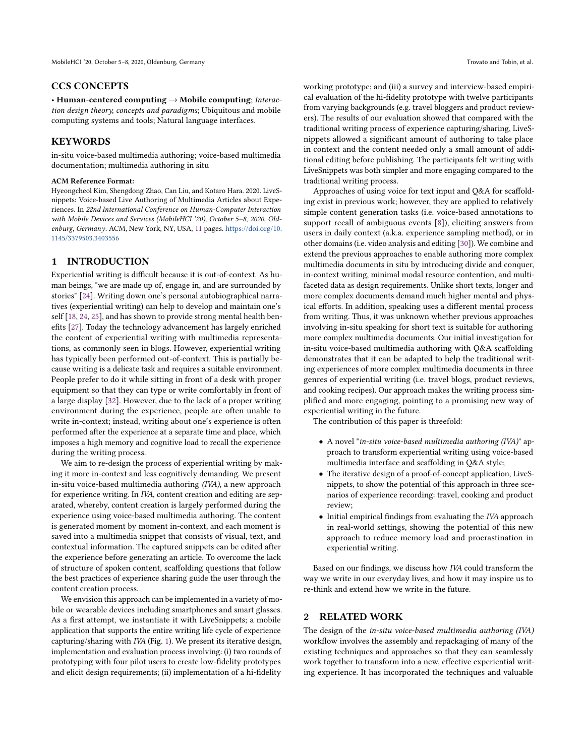## CCS CONCEPTS

• **Human-centered computing** → **Mobile computing**; *Interaction design theory, concepts and paradigms*; Ubiquitous and mobile computing systems and tools; Natural language interfaces.

## KEYWORDS

in-situ voice-based multimedia authoring; voice-based multimedia documentation; multimedia authoring in situ

**ACM Reference Format:**

Hyeongcheol Kim, Shengdong Zhao, Can Liu, and Kotaro Hara. 2020. LiveSnippets: Voice-based Live Authoring of Multimedia Articles about Experiences. In *22nd International Conference on Human-Computer Interaction with Mobile Devices and Services (MobileHCI '20), October 5–8, 2020, Oldenburg, Germany.* ACM, New York, NY, USA, 11 pages. https://doi.org/10.1145/3379503.3403556

## 1 INTRODUCTION

Experiential writing is difficult because it is out-of-context. As human beings, "we are made up of, engage in, and are surrounded by stories" [24]. Writing down one's personal autobiographical narratives (experiential writing) can help to develop and maintain one's self [18, 24, 25], and has shown to provide strong mental health benefits [27]. Today the technology advancement has largely enriched the content of experiential writing with multimedia representations, as commonly seen in blogs. However, experiential writing has typically been performed out-of-context. This is partially because writing is a delicate task and requires a suitable environment. People prefer to do it while sitting in front of a desk with proper equipment so that they can type or write comfortably in front of a large display [32]. However, due to the lack of a proper writing environment during the experience, people are often unable to write in-context; instead, writing about one's experience is often performed after the experience at a separate time and place, which imposes a high memory and cognitive load to recall the experience during the writing process.

We aim to re-design the process of experiential writing by making it more in-context and less cognitively demanding. We present in-situ voice-based multimedia authoring *(IVA)*, a new approach for experience writing. In *IVA*, content creation and editing are separated, whereby, content creation is largely performed during the experience using voice-based multimedia authoring. The content is generated moment by moment in-context, and each moment is saved into a multimedia snippet that consists of visual, text, and contextual information. The captured snippets can be edited after the experience before generating an article. To overcome the lack of structure of spoken content, scaffolding questions that follow the best practices of experience sharing guide the user through the content creation process.

We envision this approach can be implemented in a variety of mobile or wearable devices including smartphones and smart glasses. As a first attempt, we instantiate it with LiveSnippets; a mobile application that supports the entire writing life cycle of experience capturing/sharing with *IVA* (Fig. 1). We present its iterative design, implementation and evaluation process involving: (i) two rounds of prototyping with four pilot users to create low-fidelity prototypes and elicit design requirements; (ii) implementation of a hi-fidelity working prototype; and (iii) a survey and interview-based empirical evaluation of the hi-fidelity prototype with twelve participants from varying backgrounds (e.g. travel bloggers and product reviewers). The results of our evaluation showed that compared with the traditional writing process of experience capturing/sharing, LiveSnippets allowed a significant amount of authoring to take place in context and the content needed only a small amount of additional editing before publishing. The participants felt writing with LiveSnippets was both simpler and more engaging compared to the traditional writing process.

Approaches of using voice for text input and Q&A for scaffolding exist in previous work; however, they are applied to relatively simple content generation tasks (i.e. voice-based annotations to support recall of ambiguous events [8]), eliciting answers from users in daily context (a.k.a. experience sampling method), or in other domains (i.e. video analysis and editing [30]). We combine and extend the previous approaches to enable authoring more complex multimedia documents in situ by introducing divide and conquer, in-context writing, minimal modal resource contention, and multi-faceted data as design requirements. Unlike short texts, longer and more complex documents demand much higher mental and physical efforts. In addition, speaking uses a different mental process from writing. Thus, it was unknown whether previous approaches involving in-situ speaking for short text is suitable for authoring more complex multimedia documents. Our initial investigation for in-situ voice-based multimedia authoring with Q&A scaffolding demonstrates that it can be adapted to help the traditional writing experiences of more complex multimedia documents in three genres of experiential writing (i.e. travel blogs, product reviews, and cooking recipes). Our approach makes the writing process simplified and more engaging, pointing to a promising new way of experiential writing in the future.

The contribution of this paper is threefold:

- A novel "*in-situ voice-based multimedia authoring (IVA)*" approach to transform experiential writing using voice-based multimedia interface and scaffolding in Q&A style;
- The iterative design of a proof-of-concept application, LiveSnippets, to show the potential of this approach in three scenarios of experience recording: travel, cooking and product review;
- Initial empirical findings from evaluating the *IVA* approach in real-world settings, showing the potential of this new approach to reduce memory load and procrastination in experiential writing.

Based on our findings, we discuss how *IVA* could transform the way we write in our everyday lives, and how it may inspire us to re-think and extend how we write in the future.

## 2 RELATED WORK

The design of the *in-situ voice-based multimedia authoring (IVA)* workflow involves the assembly and repackaging of many of the existing techniques and approaches so that they can seamlessly work together to transform into a new, effective experiential writing experience. It has incorporated the techniques and valuable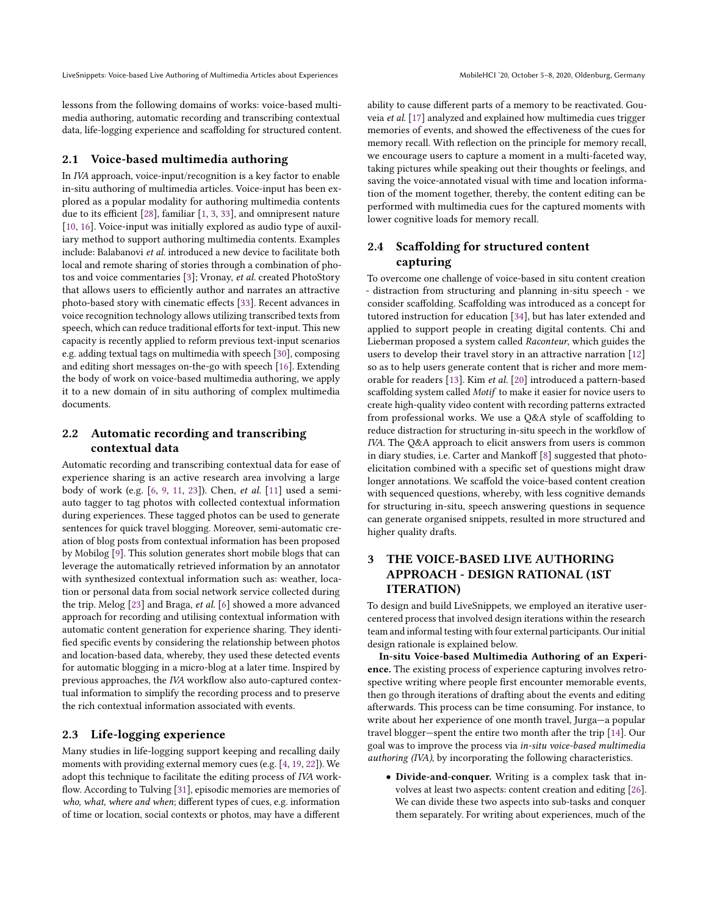lessons from the following domains of works: voice-based multimedia authoring, automatic recording and transcribing contextual data, life-logging experience and scaffolding for structured content.

## 2.1 Voice-based multimedia authoring

In *IVA* approach, voice-input/recognition is a key factor to enable in-situ authoring of multimedia articles. Voice-input has been explored as a popular modality for authoring multimedia contents due to its efficient [28], familiar [1, 3, 33], and omnipresent nature [10, 16]. Voice-input was initially explored as audio type of auxiliary method to support authoring multimedia contents. Examples include: Balabanovi *et al.* introduced a new device to facilitate both local and remote sharing of stories through a combination of photos and voice commentaries [3]; Vronay, *et al.* created PhotoStory that allows users to efficiently author and narrates an attractive photo-based story with cinematic effects [33]. Recent advances in voice recognition technology allows utilizing transcribed texts from speech, which can reduce traditional efforts for text-input. This new capacity is recently applied to reform previous text-input scenarios e.g. adding textual tags on multimedia with speech [30], composing and editing short messages on-the-go with speech [16]. Extending the body of work on voice-based multimedia authoring, we apply it to a new domain of in situ authoring of complex multimedia documents.

## 2.2 Automatic recording and transcribing contextual data

Automatic recording and transcribing contextual data for ease of experience sharing is an active research area involving a large body of work (e.g. [6, 9, 11, 23]). Chen, *et al.* [11] used a semi-auto tagger to tag photos with collected contextual information during experiences. These tagged photos can be used to generate sentences for quick travel blogging. Moreover, semi-automatic creation of blog posts from contextual information has been proposed by Mobilog [9]. This solution generates short mobile blogs that can leverage the automatically retrieved information by an annotator with synthesized contextual information such as: weather, location or personal data from social network service collected during the trip. Melog [23] and Braga, *et al.* [6] showed a more advanced approach for recording and utilising contextual information with automatic content generation for experience sharing. They identified specific events by considering the relationship between photos and location-based data, whereby, they used these detected events for automatic blogging in a micro-blog at a later time. Inspired by previous approaches, the *IVA* workflow also auto-captured contextual information to simplify the recording process and to preserve the rich contextual information associated with events.

## 2.3 Life-logging experience

Many studies in life-logging support keeping and recalling daily moments with providing external memory cues (e.g. [4, 19, 22]). We adopt this technique to facilitate the editing process of *IVA* workflow. According to Tulving [31], episodic memories are memories of *who, what, where and when*; different types of cues, e.g. information of time or location, social contexts or photos, may have a different ability to cause different parts of a memory to be reactivated. Gouveia *et al.* [17] analyzed and explained how multimedia cues trigger memories of events, and showed the effectiveness of the cues for memory recall. With reflection on the principle for memory recall, we encourage users to capture a moment in a multi-faceted way, taking pictures while speaking out their thoughts or feelings, and saving the voice-annotated visual with time and location information of the moment together, thereby, the content editing can be performed with multimedia cues for the captured moments with lower cognitive loads for memory recall.

## 2.4 Scaffolding for structured content capturing

To overcome one challenge of voice-based in situ content creation - distraction from structuring and planning in-situ speech - we consider scaffolding. Scaffolding was introduced as a concept for tutored instruction for education [34], but has later extended and applied to support people in creating digital contents. Chi and Lieberman proposed a system called *Raconteur*, which guides the users to develop their travel story in an attractive narration [12] so as to help users generate content that is richer and more memorable for readers [13]. Kim *et al.* [20] introduced a pattern-based scaffolding system called *Motif* to make it easier for novice users to create high-quality video content with recording patterns extracted from professional works. We use a Q&A style of scaffolding to reduce distraction for structuring in-situ speech in the workflow of *IVA*. The Q&A approach to elicit answers from users is common in diary studies, i.e. Carter and Mankoff [8] suggested that photo-elicitation combined with a specific set of questions might draw longer annotations. We scaffold the voice-based content creation with sequenced questions, whereby, with less cognitive demands for structuring in-situ, speech answering questions in sequence can generate organised snippets, resulted in more structured and higher quality drafts.

# 3 THE VOICE-BASED LIVE AUTHORING APPROACH - DESIGN RATIONAL (1ST ITERATION)

To design and build LiveSnippets, we employed an iterative user-centered process that involved design iterations within the research team and informal testing with four external participants. Our initial design rationale is explained below.

**In-situ Voice-based Multimedia Authoring of an Experience.** The existing process of experience capturing involves retrospective writing where people first encounter memorable events, then go through iterations of drafting about the events and editing afterwards. This process can be time consuming. For instance, to write about her experience of one month travel, Jurga—a popular travel blogger—spent the entire two month after the trip [14]. Our goal was to improve the process via *in-situ voice-based multimedia authoring (IVA)*, by incorporating the following characteristics.

- **Divide-and-conquer.** Writing is a complex task that involves at least two aspects: content creation and editing [26]. We can divide these two aspects into sub-tasks and conquer them separately. For writing about experiences, much of the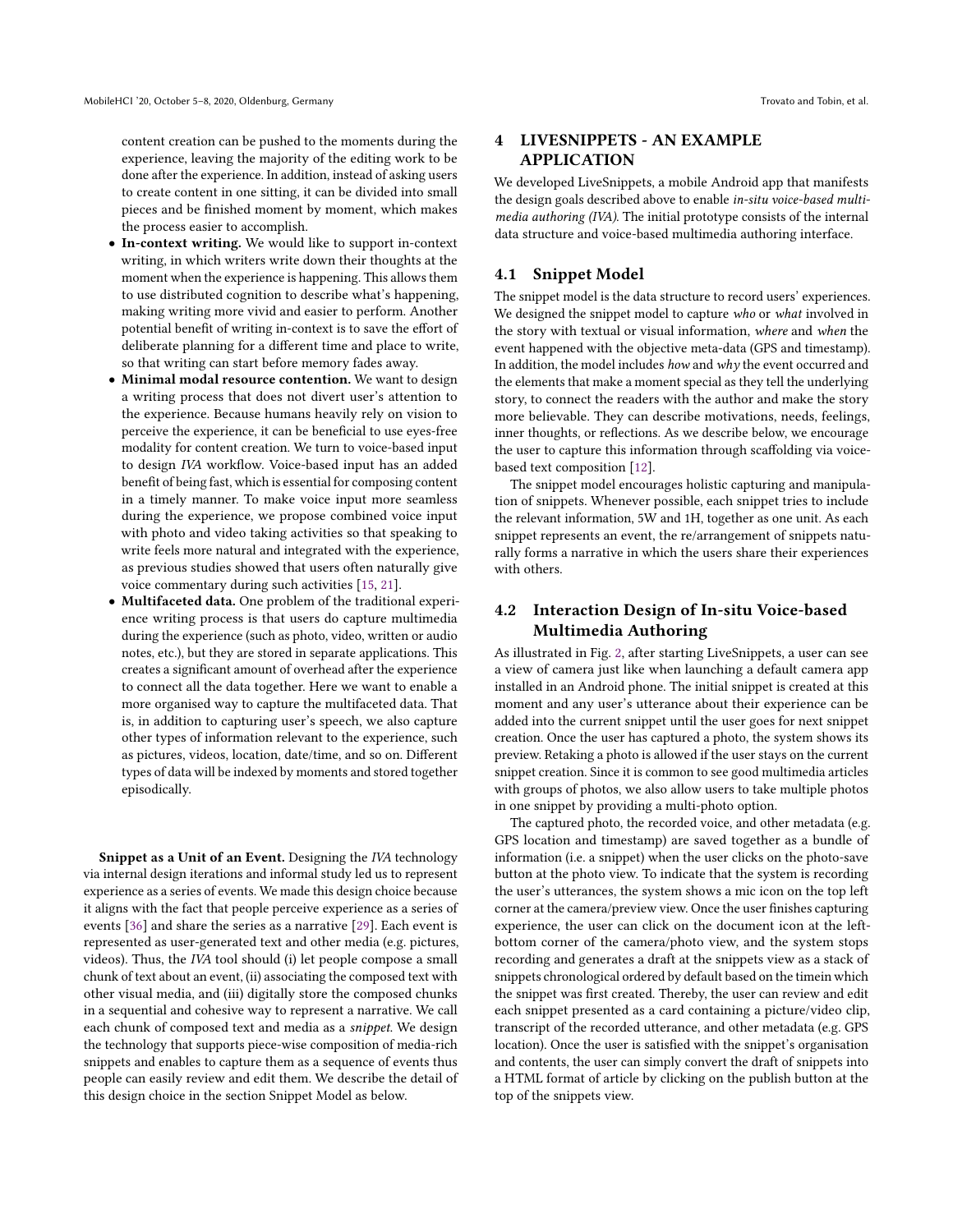content creation can be pushed to the moments during the experience, leaving the majority of the editing work to be done after the experience. In addition, instead of asking users to create content in one sitting, it can be divided into small pieces and be finished moment by moment, which makes the process easier to accomplish.

- **In-context writing.** We would like to support in-context writing, in which writers write down their thoughts at the moment when the experience is happening. This allows them to use distributed cognition to describe what's happening, making writing more vivid and easier to perform. Another potential benefit of writing in-context is to save the effort of deliberate planning for a different time and place to write, so that writing can start before memory fades away.
- **Minimal modal resource contention.** We want to design a writing process that does not divert user's attention to the experience. Because humans heavily rely on vision to perceive the experience, it can be beneficial to use eyes-free modality for content creation. We turn to voice-based input to design *IVA* workflow. Voice-based input has an added benefit of being fast, which is essential for composing content in a timely manner. To make voice input more seamless during the experience, we propose combined voice input with photo and video taking activities so that speaking to write feels more natural and integrated with the experience, as previous studies showed that users often naturally give voice commentary during such activities [15, 21].
- **Multifaceted data.** One problem of the traditional experience writing process is that users do capture multimedia during the experience (such as photo, video, written or audio notes, etc.), but they are stored in separate applications. This creates a significant amount of overhead after the experience to connect all the data together. Here we want to enable a more organised way to capture the multifaceted data. That is, in addition to capturing user's speech, we also capture other types of information relevant to the experience, such as pictures, videos, location, date/time, and so on. Different types of data will be indexed by moments and stored together episodically.

**Snippet as a Unit of an Event.** Designing the *IVA* technology via internal design iterations and informal study led us to represent experience as a series of events. We made this design choice because it aligns with the fact that people perceive experience as a series of events [36] and share the series as a narrative [29]. Each event is represented as user-generated text and other media (e.g. pictures, videos). Thus, the *IVA* tool should (i) let people compose a small chunk of text about an event, (ii) associating the composed text with other visual media, and (iii) digitally store the composed chunks in a sequential and cohesive way to represent a narrative. We call each chunk of composed text and media as a *snippet*. We design the technology that supports piece-wise composition of media-rich snippets and enables to capture them as a sequence of events thus people can easily review and edit them. We describe the detail of this design choice in the section Snippet Model as below.

## 4 LIVESNIPPETS - AN EXAMPLE APPLICATION

We developed LiveSnippets, a mobile Android app that manifests the design goals described above to enable *in-situ voice-based multimedia authoring (IVA)*. The initial prototype consists of the internal data structure and voice-based multimedia authoring interface.

### 4.1 Snippet Model

The snippet model is the data structure to record users' experiences. We designed the snippet model to capture *who* or *what* involved in the story with textual or visual information, *where* and *when* the event happened with the objective meta-data (GPS and timestamp). In addition, the model includes *how* and *why* the event occurred and the elements that make a moment special as they tell the underlying story, to connect the readers with the author and make the story more believable. They can describe motivations, needs, feelings, inner thoughts, or reflections. As we describe below, we encourage the user to capture this information through scaffolding via voice-based text composition [12].

The snippet model encourages holistic capturing and manipulation of snippets. Whenever possible, each snippet tries to include the relevant information, 5W and 1H, together as one unit. As each snippet represents an event, the re/arrangement of snippets naturally forms a narrative in which the users share their experiences with others.

### 4.2 Interaction Design of In-situ Voice-based Multimedia Authoring

As illustrated in Fig. 2, after starting LiveSnippets, a user can see a view of camera just like when launching a default camera app installed in an Android phone. The initial snippet is created at this moment and any user's utterance about their experience can be added into the current snippet until the user goes for next snippet creation. Once the user has captured a photo, the system shows its preview. Retaking a photo is allowed if the user stays on the current snippet creation. Since it is common to see good multimedia articles with groups of photos, we also allow users to take multiple photos in one snippet by providing a multi-photo option.

The captured photo, the recorded voice, and other metadata (e.g. GPS location and timestamp) are saved together as a bundle of information (i.e. a snippet) when the user clicks on the photo-save button at the photo view. To indicate that the system is recording the user's utterances, the system shows a mic icon on the top left corner at the camera/preview view. Once the user finishes capturing experience, the user can click on the document icon at the left-bottom corner of the camera/photo view, and the system stops recording and generates a draft at the snippets view as a stack of snippets chronological ordered by default based on the timein which the snippet was first created. Thereby, the user can review and edit each snippet presented as a card containing a picture/video clip, transcript of the recorded utterance, and other metadata (e.g. GPS location). Once the user is satisfied with the snippet's organisation and contents, the user can simply convert the draft of snippets into a HTML format of article by clicking on the publish button at the top of the snippets view.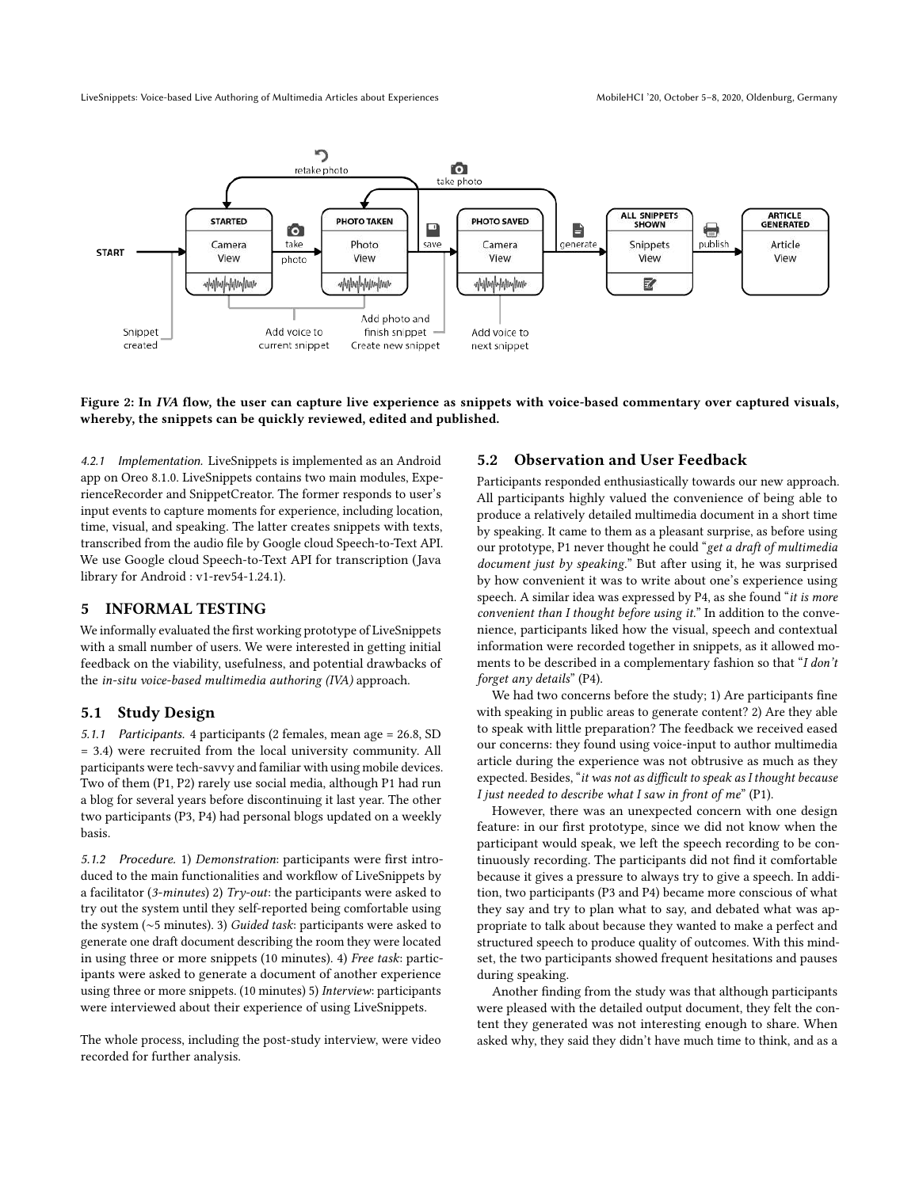Figure 2: In *IVA* flow, the user can capture live experience as snippets with voice-based commentary over captured visuals, whereby, the snippets can be quickly reviewed, edited and published.

*4.2.1 Implementation.* LiveSnippets is implemented as an Android app on Oreo 8.1.0. LiveSnippets contains two main modules, ExperienceRecorder and SnippetCreator. The former responds to user's input events to capture moments for experience, including location, time, visual, and speaking. The latter creates snippets with texts, transcribed from the audio file by Google cloud Speech-to-Text API. We use Google cloud Speech-to-Text API for transcription (Java library for Android : v1-rev54-1.24.1).

## 5 INFORMAL TESTING

We informally evaluated the first working prototype of LiveSnippets with a small number of users. We were interested in getting initial feedback on the viability, usefulness, and potential drawbacks of the *in-situ voice-based multimedia authoring (IVA)* approach.

### 5.1 Study Design

*5.1.1 Participants.* 4 participants (2 females, mean age = 26.8, SD = 3.4) were recruited from the local university community. All participants were tech-savvy and familiar with using mobile devices. Two of them (P1, P2) rarely use social media, although P1 had run a blog for several years before discontinuing it last year. The other two participants (P3, P4) had personal blogs updated on a weekly basis.

*5.1.2 Procedure.* 1) *Demonstration*: participants were first introduced to the main functionalities and workflow of LiveSnippets by a facilitator (*3-minutes*) 2) *Try-out*: the participants were asked to try out the system until they self-reported being comfortable using the system (~5 minutes). 3) *Guided task*: participants were asked to generate one draft document describing the room they were located in using three or more snippets (10 minutes). 4) *Free task*: participants were asked to generate a document of another experience using three or more snippets. (10 minutes) 5) *Interview*: participants were interviewed about their experience of using LiveSnippets.

The whole process, including the post-study interview, were video recorded for further analysis.

### 5.2 Observation and User Feedback

Participants responded enthusiastically towards our new approach. All participants highly valued the convenience of being able to produce a relatively detailed multimedia document in a short time by speaking. It came to them as a pleasant surprise, as before using our prototype, P1 never thought he could "*get a draft of multimedia document just by speaking.*" But after using it, he was surprised by how convenient it was to write about one's experience using speech. A similar idea was expressed by P4, as she found "*it is more convenient than I thought before using it.*" In addition to the convenience, participants liked how the visual, speech and contextual information were recorded together in snippets, as it allowed moments to be described in a complementary fashion so that "*I don't forget any details*" (P4).

We had two concerns before the study; 1) Are participants fine with speaking in public areas to generate content? 2) Are they able to speak with little preparation? The feedback we received eased our concerns: they found using voice-input to author multimedia article during the experience was not obtrusive as much as they expected. Besides, "*it was not as difficult to speak as I thought because I just needed to describe what I saw in front of me*" (P1).

However, there was an unexpected concern with one design feature: in our first prototype, since we did not know when the participant would speak, we left the speech recording to be continuously recording. The participants did not find it comfortable because it gives a pressure to always try to give a speech. In addition, two participants (P3 and P4) became more conscious of what they say and try to plan what to say, and debated what was appropriate to talk about because they wanted to make a perfect and structured speech to produce quality of outcomes. With this mindset, the two participants showed frequent hesitations and pauses during speaking.

Another finding from the study was that although participants were pleased with the detailed output document, they felt the content they generated was not interesting enough to share. When asked why, they said they didn't have much time to think, and as a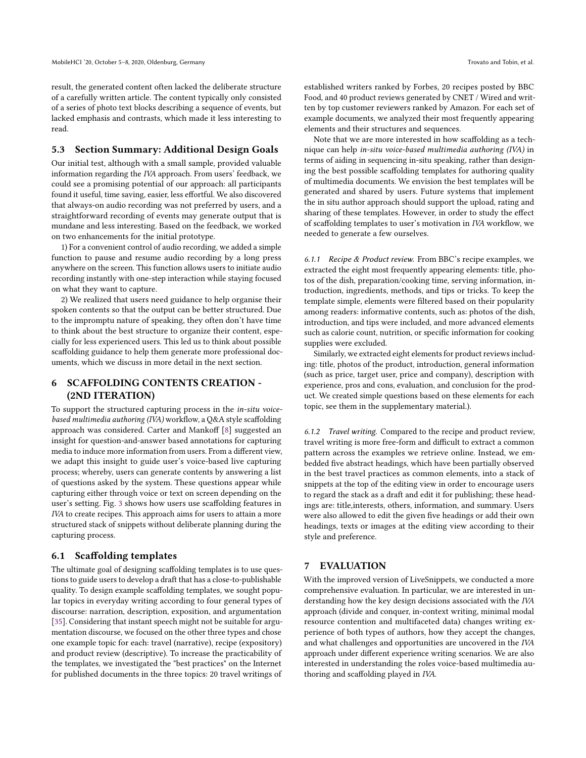result, the generated content often lacked the deliberate structure of a carefully written article. The content typically only consisted of a series of photo text blocks describing a sequence of events, but lacked emphasis and contrasts, which made it less interesting to read.

### 5.3 Section Summary: Additional Design Goals

Our initial test, although with a small sample, provided valuable information regarding the *IVA* approach. From users' feedback, we could see a promising potential of our approach: all participants found it useful, time saving, easier, less effortful. We also discovered that always-on audio recording was not preferred by users, and a straightforward recording of events may generate output that is mundane and less interesting. Based on the feedback, we worked on two enhancements for the initial prototype.

1) For a convenient control of audio recording, we added a simple function to pause and resume audio recording by a long press anywhere on the screen. This function allows users to initiate audio recording instantly with one-step interaction while staying focused on what they want to capture.

2) We realized that users need guidance to help organise their spoken contents so that the output can be better structured. Due to the impromptu nature of speaking, they often don't have time to think about the best structure to organize their content, especially for less experienced users. This led us to think about possible scaffolding guidance to help them generate more professional documents, which we discuss in more detail in the next section.

## 6 SCAFFOLDING CONTENTS CREATION - (2ND ITERATION)

To support the structured capturing process in the *in-situ voice-based multimedia authoring (IVA)* workflow, a Q&A style scaffolding approach was considered. Carter and Mankoff [8] suggested an insight for question-and-answer based annotations for capturing media to induce more information from users. From a different view, we adapt this insight to guide user's voice-based live capturing process; whereby, users can generate contents by answering a list of questions asked by the system. These questions appear while capturing either through voice or text on screen depending on the user's setting. Fig. 3 shows how users use scaffolding features in *IVA* to create recipes. This approach aims for users to attain a more structured stack of snippets without deliberate planning during the capturing process.

### 6.1 Scaffolding templates

The ultimate goal of designing scaffolding templates is to use questions to guide users to develop a draft that has a close-to-publishable quality. To design example scaffolding templates, we sought popular topics in everyday writing according to four general types of discourse: narration, description, exposition, and argumentation [35]. Considering that instant speech might not be suitable for argumentation discourse, we focused on the other three types and chose one example topic for each: travel (narrative), recipe (expository) and product review (descriptive). To increase the practicability of the templates, we investigated the "best practices" on the Internet for published documents in the three topics: 20 travel writings of established writers ranked by Forbes, 20 recipes posted by BBC Food, and 40 product reviews generated by CNET / Wired and written by top customer reviewers ranked by Amazon. For each set of example documents, we analyzed their most frequently appearing elements and their structures and sequences.

Note that we are more interested in how scaffolding as a technique can help *in-situ voice-based multimedia authoring (IVA)* in terms of aiding in sequencing in-situ speaking, rather than designing the best possible scaffolding templates for authoring quality of multimedia documents. We envision the best templates will be generated and shared by users. Future systems that implement the in situ author approach should support the upload, rating and sharing of these templates. However, in order to study the effect of scaffolding templates to user's motivation in *IVA* workflow, we needed to generate a few ourselves.

*6.1.1 Recipe & Product review.* From BBC's recipe examples, we extracted the eight most frequently appearing elements: title, photos of the dish, preparation/cooking time, serving information, introduction, ingredients, methods, and tips or tricks. To keep the template simple, elements were filtered based on their popularity among readers: informative contents, such as: photos of the dish, introduction, and tips were included, and more advanced elements such as calorie count, nutrition, or specific information for cooking supplies were excluded.

Similarly, we extracted eight elements for product reviews including: title, photos of the product, introduction, general information (such as price, target user, price and company), description with experience, pros and cons, evaluation, and conclusion for the product. We created simple questions based on these elements for each topic, see them in the supplementary material.).

*6.1.2 Travel writing.* Compared to the recipe and product review, travel writing is more free-form and difficult to extract a common pattern across the examples we retrieve online. Instead, we embedded five abstract headings, which have been partially observed in the best travel practices as common elements, into a stack of snippets at the top of the editing view in order to encourage users to regard the stack as a draft and edit it for publishing; these headings are: title,interests, others, information, and summary. Users were also allowed to edit the given five headings or add their own headings, texts or images at the editing view according to their style and preference.

## 7 EVALUATION

With the improved version of LiveSnippets, we conducted a more comprehensive evaluation. In particular, we are interested in understanding how the key design decisions associated with the *IVA* approach (divide and conquer, in-context writing, minimal modal resource contention and multifaceted data) changes writing experience of both types of authors, how they accept the changes, and what challenges and opportunities are uncovered in the *IVA* approach under different experience writing scenarios. We are also interested in understanding the roles voice-based multimedia authoring and scaffolding played in *IVA*.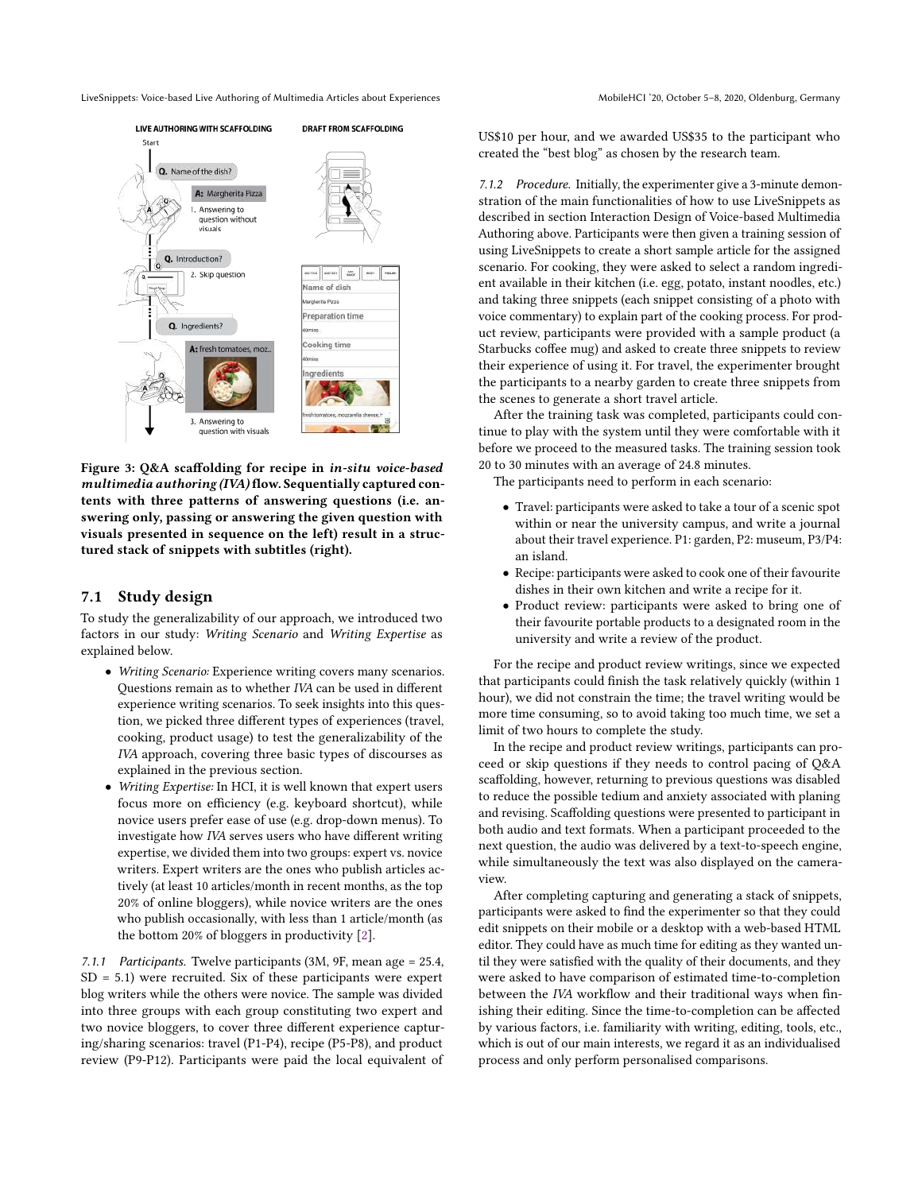Figure 3: Q&A scaffolding for recipe in *in-situ voice-based multimedia authoring (IVA)* flow. Sequentially captured contents with three patterns of answering questions (i.e. answering only, passing or answering the given question with visuals presented in sequence on the left) result in a structured stack of snippets with subtitles (right).

## 7.1 Study design

To study the generalizability of our approach, we introduced two factors in our study: *Writing Scenario* and *Writing Expertise* as explained below.

- *Writing Scenario:* Experience writing covers many scenarios. Questions remain as to whether *IVA* can be used in different experience writing scenarios. To seek insights into this question, we picked three different types of experiences (travel, cooking, product usage) to test the generalizability of the *IVA* approach, covering three basic types of discourses as explained in the previous section.
- *Writing Expertise:* In HCI, it is well known that expert users focus more on efficiency (e.g. keyboard shortcut), while novice users prefer ease of use (e.g. drop-down menus). To investigate how *IVA* serves users who have different writing expertise, we divided them into two groups: expert vs. novice writers. Expert writers are the ones who publish articles actively (at least 10 articles/month in recent months, as the top 20% of online bloggers), while novice writers are the ones who publish occasionally, with less than 1 article/month (as the bottom 20% of bloggers in productivity [2].

*7.1.1 Participants.* Twelve participants (3M, 9F, mean age = 25.4, SD = 5.1) were recruited. Six of these participants were expert blog writers while the others were novice. The sample was divided into three groups with each group constituting two expert and two novice bloggers, to cover three different experience capturing/sharing scenarios: travel (P1-P4), recipe (P5-P8), and product review (P9-P12). Participants were paid the local equivalent of US$10 per hour, and we awarded US$35 to the participant who created the "best blog" as chosen by the research team.

*7.1.2 Procedure.* Initially, the experimenter give a 3-minute demonstration of the main functionalities of how to use LiveSnippets as described in section Interaction Design of Voice-based Multimedia Authoring above. Participants were then given a training session of using LiveSnippets to create a short sample article for the assigned scenario. For cooking, they were asked to select a random ingredient available in their kitchen (i.e. egg, potato, instant noodles, etc.) and taking three snippets (each snippet consisting of a photo with voice commentary) to explain part of the cooking process. For product review, participants were provided with a sample product (a Starbucks coffee mug) and asked to create three snippets to review their experience of using it. For travel, the experimenter brought the participants to a nearby garden to create three snippets from the scenes to generate a short travel article.

After the training task was completed, participants could continue to play with the system until they were comfortable with it before we proceed to the measured tasks. The training session took 20 to 30 minutes with an average of 24.8 minutes.

The participants need to perform in each scenario:

- Travel: participants were asked to take a tour of a scenic spot within or near the university campus, and write a journal about their travel experience. P1: garden, P2: museum, P3/P4: an island.
- Recipe: participants were asked to cook one of their favourite dishes in their own kitchen and write a recipe for it.
- Product review: participants were asked to bring one of their favourite portable products to a designated room in the university and write a review of the product.

For the recipe and product review writings, since we expected that participants could finish the task relatively quickly (within 1 hour), we did not constrain the time; the travel writing would be more time consuming, so to avoid taking too much time, we set a limit of two hours to complete the study.

In the recipe and product review writings, participants can proceed or skip questions if they needs to control pacing of Q&A scaffolding, however, returning to previous questions was disabled to reduce the possible tedium and anxiety associated with planing and revising. Scaffolding questions were presented to participant in both audio and text formats. When a participant proceeded to the next question, the audio was delivered by a text-to-speech engine, while simultaneously the text was also displayed on the camera-view.

After completing capturing and generating a stack of snippets, participants were asked to find the experimenter so that they could edit snippets on their mobile or a desktop with a web-based HTML editor. They could have as much time for editing as they wanted until they were satisfied with the quality of their documents, and they were asked to have comparison of estimated time-to-completion between the *IVA* workflow and their traditional ways when finishing their editing. Since the time-to-completion can be affected by various factors, i.e. familiarity with writing, editing, tools, etc., which is out of our main interests, we regard it as an individualised process and only perform personalised comparisons.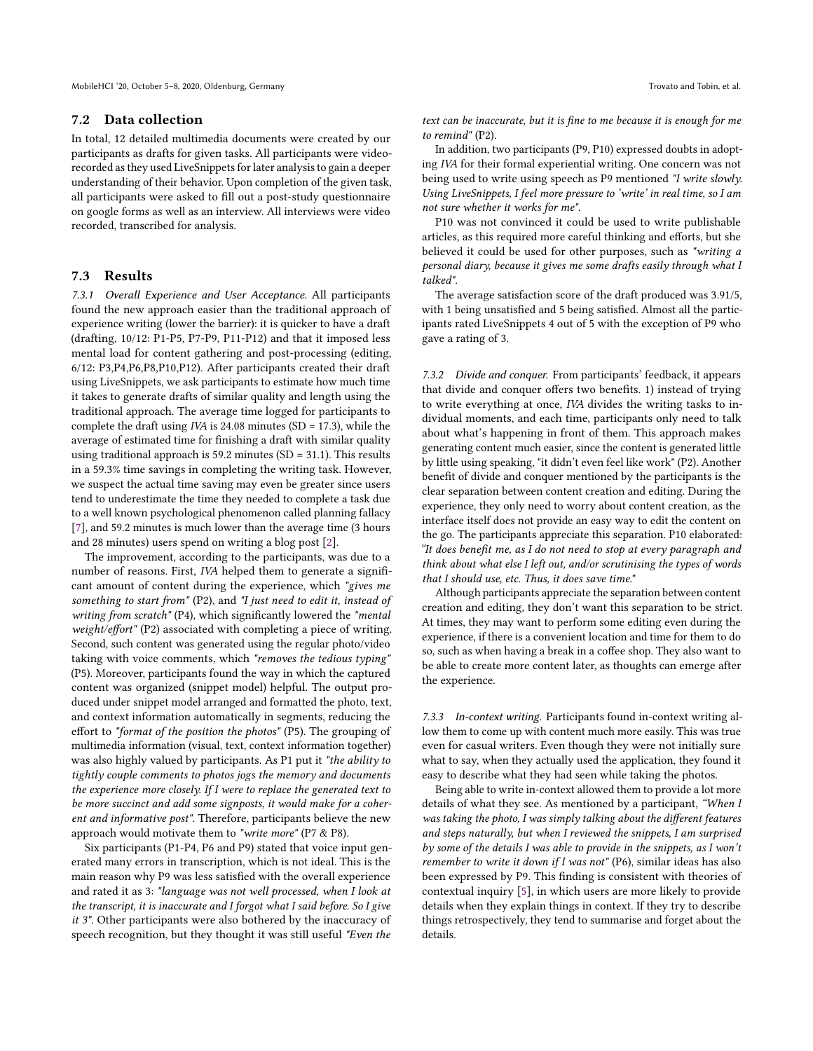### 7.2 Data collection

In total, 12 detailed multimedia documents were created by our participants as drafts for given tasks. All participants were video-recorded as they used LiveSnippets for later analysis to gain a deeper understanding of their behavior. Upon completion of the given task, all participants were asked to fill out a post-study questionnaire on google forms as well as an interview. All interviews were video recorded, transcribed for analysis.

### 7.3 Results

*7.3.1 Overall Experience and User Acceptance.* All participants found the new approach easier than the traditional approach of experience writing (lower the barrier): it is quicker to have a draft (drafting, 10/12: P1-P5, P7-P9, P11-P12) and that it imposed less mental load for content gathering and post-processing (editing, 6/12: P3,P4,P6,P8,P10,P12). After participants created their draft using LiveSnippets, we ask participants to estimate how much time it takes to generate drafts of similar quality and length using the traditional approach. The average time logged for participants to complete the draft using *IVA* is 24.08 minutes (SD = 17.3), while the average of estimated time for finishing a draft with similar quality using traditional approach is 59.2 minutes (SD = 31.1). This results in a 59.3% time savings in completing the writing task. However, we suspect the actual time saving may even be greater since users tend to underestimate the time they needed to complete a task due to a well known psychological phenomenon called planning fallacy [7], and 59.2 minutes is much lower than the average time (3 hours and 28 minutes) users spend on writing a blog post [2].

The improvement, according to the participants, was due to a number of reasons. First, *IVA* helped them to generate a significant amount of content during the experience, which *"gives me something to start from"* (P2), and *"I just need to edit it, instead of writing from scratch"* (P4), which significantly lowered the *"mental weight/effort"* (P2) associated with completing a piece of writing. Second, such content was generated using the regular photo/video taking with voice comments, which *"removes the tedious typing"* (P5). Moreover, participants found the way in which the captured content was organized (snippet model) helpful. The output produced under snippet model arranged and formatted the photo, text, and context information automatically in segments, reducing the effort to *"format of the position the photos"* (P5). The grouping of multimedia information (visual, text, context information together) was also highly valued by participants. As P1 put it *"the ability to tightly couple comments to photos jogs the memory and documents the experience more closely. If I were to replace the generated text to be more succinct and add some signposts, it would make for a coherent and informative post"*. Therefore, participants believe the new approach would motivate them to *"write more"* (P7 & P8).

Six participants (P1-P4, P6 and P9) stated that voice input generated many errors in transcription, which is not ideal. This is the main reason why P9 was less satisfied with the overall experience and rated it as 3: *"language was not well processed, when I look at the transcript, it is inaccurate and I forgot what I said before. So I give it 3"*. Other participants were also bothered by the inaccuracy of speech recognition, but they thought it was still useful *"Even the text can be inaccurate, but it is fine to me because it is enough for me to remind"* (P2).

In addition, two participants (P9, P10) expressed doubts in adopting *IVA* for their formal experiential writing. One concern was not being used to write using speech as P9 mentioned *"I write slowly. Using LiveSnippets, I feel more pressure to 'write' in real time, so I am not sure whether it works for me"*.

P10 was not convinced it could be used to write publishable articles, as this required more careful thinking and efforts, but she believed it could be used for other purposes, such as *"writing a personal diary, because it gives me some drafts easily through what I talked"*.

The average satisfaction score of the draft produced was 3.91/5, with 1 being unsatisfied and 5 being satisfied. Almost all the participants rated LiveSnippets 4 out of 5 with the exception of P9 who gave a rating of 3.

*7.3.2 Divide and conquer.* From participants' feedback, it appears that divide and conquer offers two benefits. 1) instead of trying to write everything at once, *IVA* divides the writing tasks to individual moments, and each time, participants only need to talk about what's happening in front of them. This approach makes generating content much easier, since the content is generated little by little using speaking, "it didn't even feel like work" (P2). Another benefit of divide and conquer mentioned by the participants is the clear separation between content creation and editing. During the experience, they only need to worry about content creation, as the interface itself does not provide an easy way to edit the content on the go. The participants appreciate this separation. P10 elaborated: *"It does benefit me, as I do not need to stop at every paragraph and think about what else I left out, and/or scrutinising the types of words that I should use, etc. Thus, it does save time."*

Although participants appreciate the separation between content creation and editing, they don't want this separation to be strict. At times, they may want to perform some editing even during the experience, if there is a convenient location and time for them to do so, such as when having a break in a coffee shop. They also want to be able to create more content later, as thoughts can emerge after the experience.

*7.3.3 In-context writing.* Participants found in-context writing allow them to come up with content much more easily. This was true even for casual writers. Even though they were not initially sure what to say, when they actually used the application, they found it easy to describe what they had seen while taking the photos.

Being able to write in-context allowed them to provide a lot more details of what they see. As mentioned by a participant, *"When I was taking the photo, I was simply talking about the different features and steps naturally, but when I reviewed the snippets, I am surprised by some of the details I was able to provide in the snippets, as I won't remember to write it down if I was not"* (P6), similar ideas has also been expressed by P9. This finding is consistent with theories of contextual inquiry [5], in which users are more likely to provide details when they explain things in context. If they try to describe things retrospectively, they tend to summarise and forget about the details.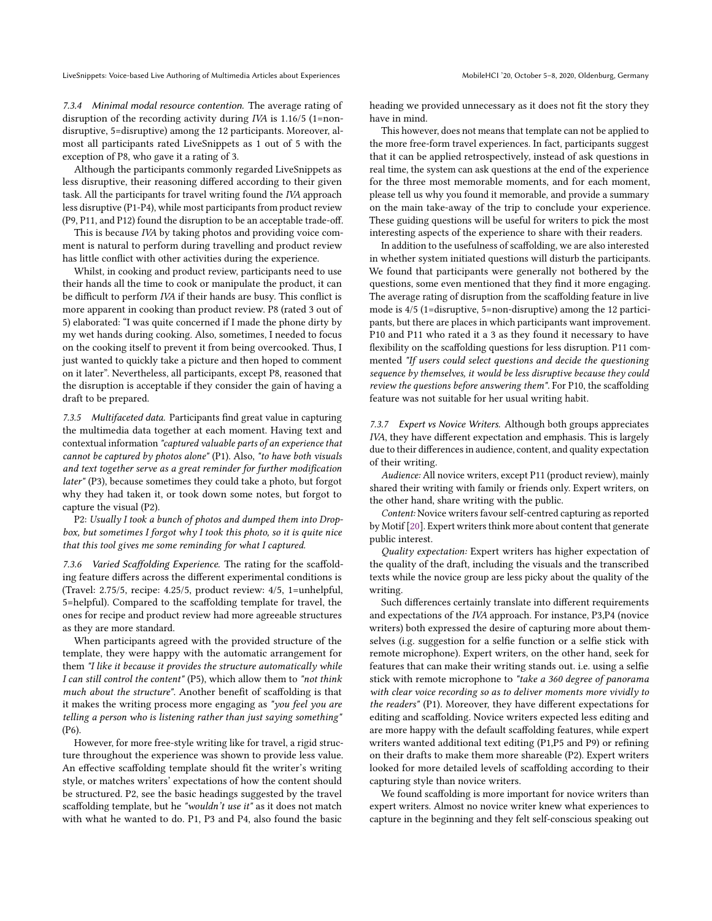#### 7.3.4 Minimal modal resource contention.

The average rating of disruption of the recording activity during *IVA* is 1.16/5 (1=non-disruptive, 5=disruptive) among the 12 participants. Moreover, almost all participants rated LiveSnippets as 1 out of 5 with the exception of P8, who gave it a rating of 3.

Although the participants commonly regarded LiveSnippets as less disruptive, their reasoning differed according to their given task. All the participants for travel writing found the *IVA* approach less disruptive (P1-P4), while most participants from product review (P9, P11, and P12) found the disruption to be an acceptable trade-off.

This is because *IVA* by taking photos and providing voice comment is natural to perform during travelling and product review has little conflict with other activities during the experience.

Whilst, in cooking and product review, participants need to use their hands all the time to cook or manipulate the product, it can be difficult to perform *IVA* if their hands are busy. This conflict is more apparent in cooking than product review. P8 (rated 3 out of 5) elaborated: "I was quite concerned if I made the phone dirty by my wet hands during cooking. Also, sometimes, I needed to focus on the cooking itself to prevent it from being overcooked. Thus, I just wanted to quickly take a picture and then hoped to comment on it later". Nevertheless, all participants, except P8, reasoned that the disruption is acceptable if they consider the gain of having a draft to be prepared.

#### 7.3.5 Multifaceted data.

Participants find great value in capturing the multimedia data together at each moment. Having text and contextual information *"captured valuable parts of an experience that cannot be captured by photos alone"* (P1). Also, *"to have both visuals and text together serve as a great reminder for further modification later"* (P3), because sometimes they could take a photo, but forgot why they had taken it, or took down some notes, but forgot to capture the visual (P2).

P2: *Usually I took a bunch of photos and dumped them into Dropbox, but sometimes I forgot why I took this photo, so it is quite nice that this tool gives me some reminding for what I captured.*

#### 7.3.6 Varied Scaffolding Experience.

The rating for the scaffolding feature differs across the different experimental conditions is (Travel: 2.75/5, recipe: 4.25/5, product review: 4/5, 1=unhelpful, 5=helpful). Compared to the scaffolding template for travel, the ones for recipe and product review had more agreeable structures as they are more standard.

When participants agreed with the provided structure of the template, they were happy with the automatic arrangement for them *"I like it because it provides the structure automatically while I can still control the content"* (P5), which allow them to *"not think much about the structure"*. Another benefit of scaffolding is that it makes the writing process more engaging as *"you feel you are telling a person who is listening rather than just saying something"* (P6).

However, for more free-style writing like for travel, a rigid structure throughout the experience was shown to provide less value. An effective scaffolding template should fit the writer's writing style, or matches writers' expectations of how the content should be structured. P2, see the basic headings suggested by the travel scaffolding template, but he *"wouldn't use it"* as it does not match with what he wanted to do. P1, P3 and P4, also found the basic heading we provided unnecessary as it does not fit the story they have in mind.

This however, does not means that template can not be applied to the more free-form travel experiences. In fact, participants suggest that it can be applied retrospectively, instead of ask questions in real time, the system can ask questions at the end of the experience for the three most memorable moments, and for each moment, please tell us why you found it memorable, and provide a summary on the main take-away of the trip to conclude your experience. These guiding questions will be useful for writers to pick the most interesting aspects of the experience to share with their readers.

In addition to the usefulness of scaffolding, we are also interested in whether system initiated questions will disturb the participants. We found that participants were generally not bothered by the questions, some even mentioned that they find it more engaging. The average rating of disruption from the scaffolding feature in live mode is 4/5 (1=disruptive, 5=non-disruptive) among the 12 participants, but there are places in which participants want improvement. P10 and P11 who rated it a 3 as they found it necessary to have flexibility on the scaffolding questions for less disruption. P11 commented *"If users could select questions and decide the questioning sequence by themselves, it would be less disruptive because they could review the questions before answering them"*. For P10, the scaffolding feature was not suitable for her usual writing habit.

#### 7.3.7 Expert vs Novice Writers.

Although both groups appreciates *IVA*, they have different expectation and emphasis. This is largely due to their differences in audience, content, and quality expectation of their writing.

*Audience:* All novice writers, except P11 (product review), mainly shared their writing with family or friends only. Expert writers, on the other hand, share writing with the public.

*Content:* Novice writers favour self-centred capturing as reported by Motif [20]. Expert writers think more about content that generate public interest.

*Quality expectation:* Expert writers has higher expectation of the quality of the draft, including the visuals and the transcribed texts while the novice group are less picky about the quality of the writing.

Such differences certainly translate into different requirements and expectations of the *IVA* approach. For instance, P3,P4 (novice writers) both expressed the desire of capturing more about themselves (e.g. suggestion for a selfie function or a selfie stick with remote microphone). Expert writers, on the other hand, seek for features that can make their writing stands out. i.e. using a selfie stick with remote microphone to *"take a 360 degree of panorama with clear voice recording so as to deliver moments more vividly to the readers"* (P1). Moreover, they have different expectations for editing and scaffolding. Novice writers expected less editing and are more happy with the default scaffolding features, while expert writers wanted additional text editing (P1,P5 and P9) or refining on their drafts to make them more shareable (P2). Expert writers looked for more detailed levels of scaffolding according to their capturing style than novice writers.

We found scaffolding is more important for novice writers than expert writers. Almost no novice writer knew what experiences to capture in the beginning and they felt self-conscious speaking out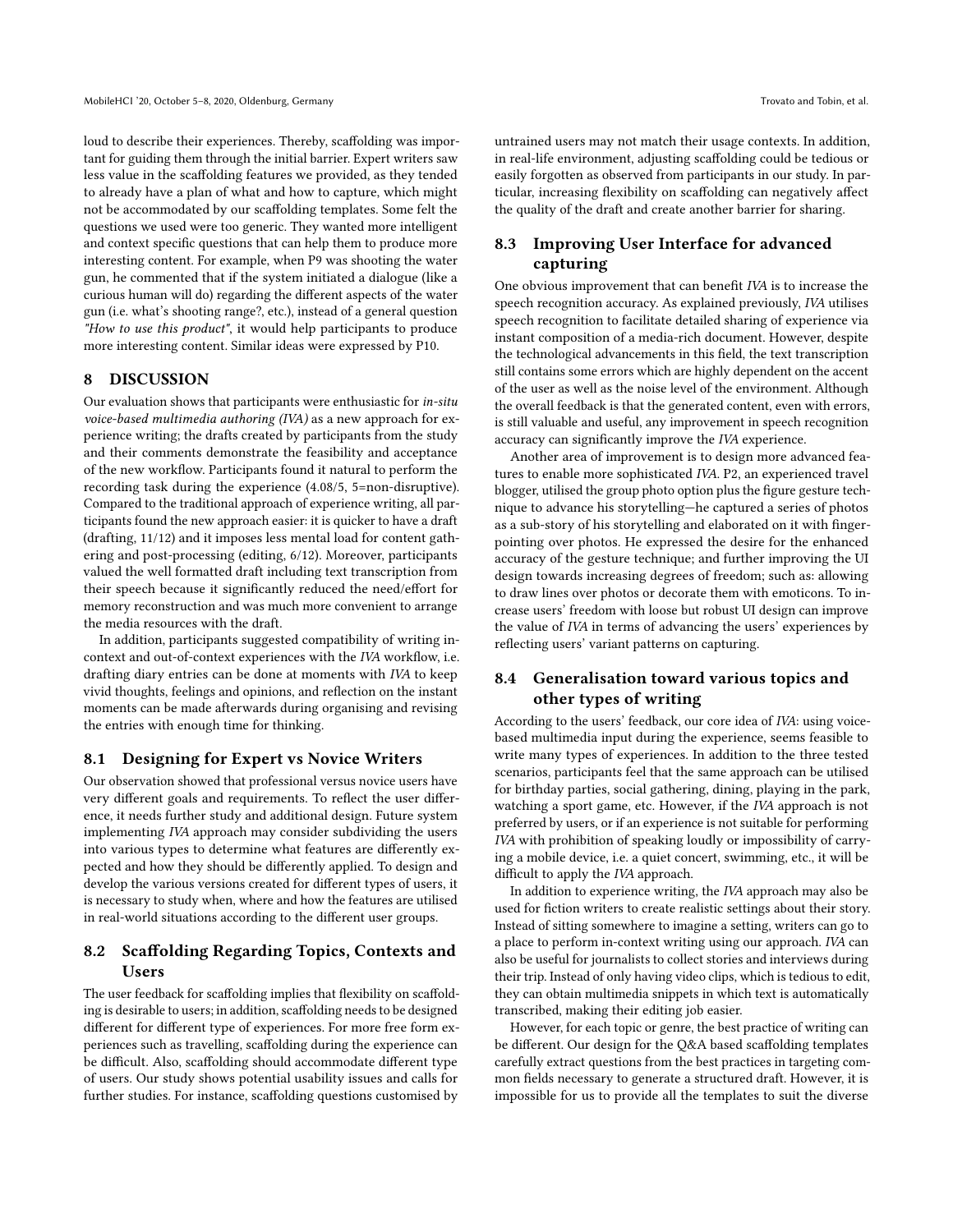loud to describe their experiences. Thereby, scaffolding was important for guiding them through the initial barrier. Expert writers saw less value in the scaffolding features we provided, as they tended to already have a plan of what and how to capture, which might not be accommodated by our scaffolding templates. Some felt the questions we used were too generic. They wanted more intelligent and context specific questions that can help them to produce more interesting content. For example, when P9 was shooting the water gun, he commented that if the system initiated a dialogue (like a curious human will do) regarding the different aspects of the water gun (i.e. what's shooting range?, etc.), instead of a general question *"How to use this product"*, it would help participants to produce more interesting content. Similar ideas were expressed by P10.

## 8 DISCUSSION

Our evaluation shows that participants were enthusiastic for *in-situ voice-based multimedia authoring (IVA)* as a new approach for experience writing; the drafts created by participants from the study and their comments demonstrate the feasibility and acceptance of the new workflow. Participants found it natural to perform the recording task during the experience (4.08/5, 5=non-disruptive). Compared to the traditional approach of experience writing, all participants found the new approach easier: it is quicker to have a draft (drafting, 11/12) and it imposes less mental load for content gathering and post-processing (editing, 6/12). Moreover, participants valued the well formatted draft including text transcription from their speech because it significantly reduced the need/effort for memory reconstruction and was much more convenient to arrange the media resources with the draft.

In addition, participants suggested compatibility of writing in-context and out-of-context experiences with the *IVA* workflow, i.e. drafting diary entries can be done at moments with *IVA* to keep vivid thoughts, feelings and opinions, and reflection on the instant moments can be made afterwards during organising and revising the entries with enough time for thinking.

### 8.1 Designing for Expert vs Novice Writers

Our observation showed that professional versus novice users have very different goals and requirements. To reflect the user difference, it needs further study and additional design. Future system implementing *IVA* approach may consider subdividing the users into various types to determine what features are differently expected and how they should be differently applied. To design and develop the various versions created for different types of users, it is necessary to study when, where and how the features are utilised in real-world situations according to the different user groups.

### 8.2 Scaffolding Regarding Topics, Contexts and Users

The user feedback for scaffolding implies that flexibility on scaffolding is desirable to users; in addition, scaffolding needs to be designed different for different type of experiences. For more free form experiences such as travelling, scaffolding during the experience can be difficult. Also, scaffolding should accommodate different type of users. Our study shows potential usability issues and calls for further studies. For instance, scaffolding questions customised by untrained users may not match their usage contexts. In addition, in real-life environment, adjusting scaffolding could be tedious or easily forgotten as observed from participants in our study. In particular, increasing flexibility on scaffolding can negatively affect the quality of the draft and create another barrier for sharing.

### 8.3 Improving User Interface for advanced capturing

One obvious improvement that can benefit *IVA* is to increase the speech recognition accuracy. As explained previously, *IVA* utilises speech recognition to facilitate detailed sharing of experience via instant composition of a media-rich document. However, despite the technological advancements in this field, the text transcription still contains some errors which are highly dependent on the accent of the user as well as the noise level of the environment. Although the overall feedback is that the generated content, even with errors, is still valuable and useful, any improvement in speech recognition accuracy can significantly improve the *IVA* experience.

Another area of improvement is to design more advanced features to enable more sophisticated *IVA*. P2, an experienced travel blogger, utilised the group photo option plus the figure gesture technique to advance his storytelling—he captured a series of photos as a sub-story of his storytelling and elaborated on it with finger-pointing over photos. He expressed the desire for the enhanced accuracy of the gesture technique; and further improving the UI design towards increasing degrees of freedom; such as: allowing to draw lines over photos or decorate them with emoticons. To increase users' freedom with loose but robust UI design can improve the value of *IVA* in terms of advancing the users' experiences by reflecting users' variant patterns on capturing.

### 8.4 Generalisation toward various topics and other types of writing

According to the users' feedback, our core idea of *IVA*: using voice-based multimedia input during the experience, seems feasible to write many types of experiences. In addition to the three tested scenarios, participants feel that the same approach can be utilised for birthday parties, social gathering, dining, playing in the park, watching a sport game, etc. However, if the *IVA* approach is not preferred by users, or if an experience is not suitable for performing *IVA* with prohibition of speaking loudly or impossibility of carrying a mobile device, i.e. a quiet concert, swimming, etc., it will be difficult to apply the *IVA* approach.

In addition to experience writing, the *IVA* approach may also be used for fiction writers to create realistic settings about their story. Instead of sitting somewhere to imagine a setting, writers can go to a place to perform in-context writing using our approach. *IVA* can also be useful for journalists to collect stories and interviews during their trip. Instead of only having video clips, which is tedious to edit, they can obtain multimedia snippets in which text is automatically transcribed, making their editing job easier.

However, for each topic or genre, the best practice of writing can be different. Our design for the Q&A based scaffolding templates carefully extract questions from the best practices in targeting common fields necessary to generate a structured draft. However, it is impossible for us to provide all the templates to suit the diverse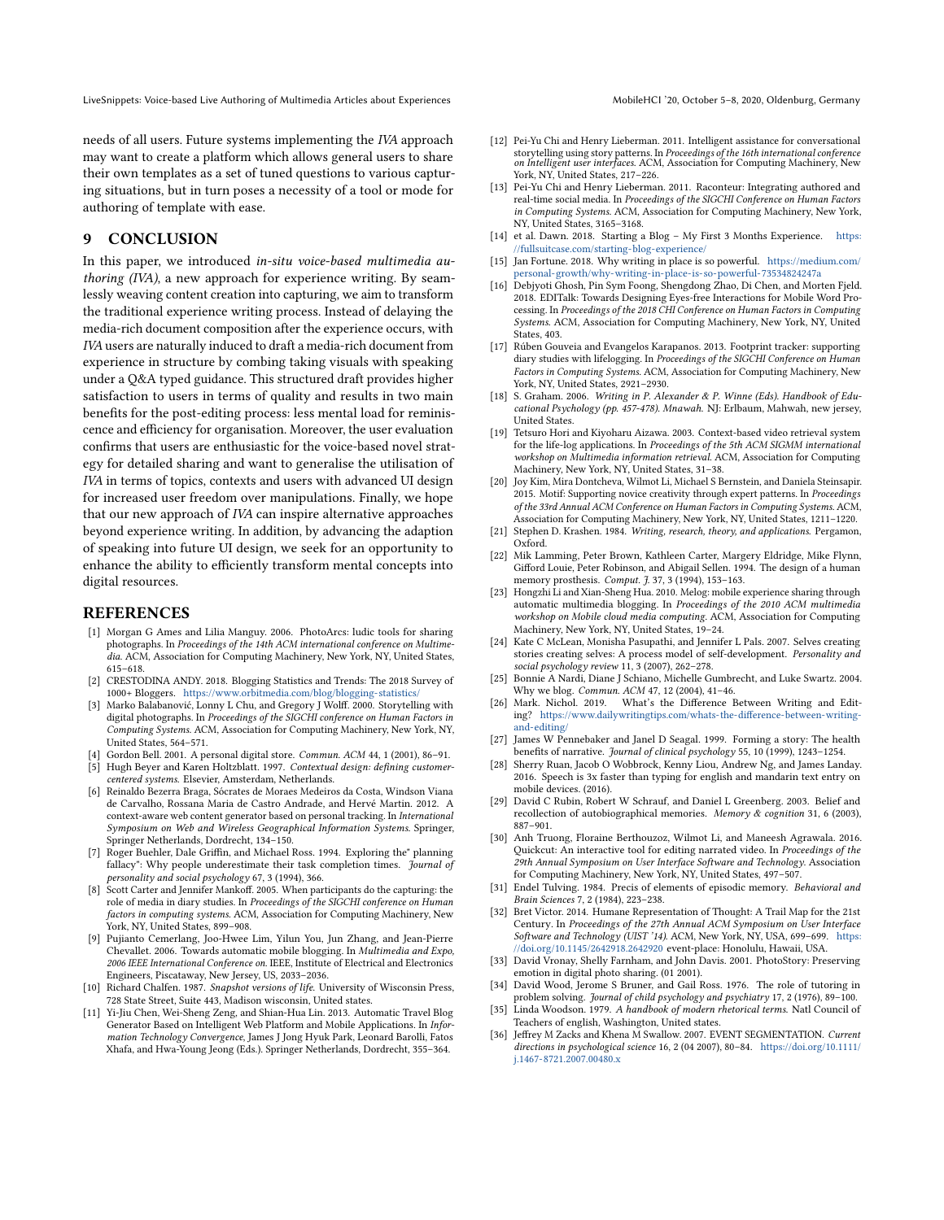needs of all users. Future systems implementing the *IVA* approach may want to create a platform which allows general users to share their own templates as a set of tuned questions to various capturing situations, but in turn poses a necessity of a tool or mode for authoring of template with ease.

## 9 CONCLUSION

In this paper, we introduced *in-situ voice-based multimedia authoring (IVA)*, a new approach for experience writing. By seamlessly weaving content creation into capturing, we aim to transform the traditional experience writing process. Instead of delaying the media-rich document composition after the experience occurs, with *IVA* users are naturally induced to draft a media-rich document from experience in structure by combing taking visuals with speaking under a Q&A typed guidance. This structured draft provides higher satisfaction to users in terms of quality and results in two main benefits for the post-editing process: less mental load for reminiscence and efficiency for organisation. Moreover, the user evaluation confirms that users are enthusiastic for the voice-based novel strategy for detailed sharing and want to generalise the utilisation of *IVA* in terms of topics, contexts and users with advanced UI design for increased user freedom over manipulations. Finally, we hope that our new approach of *IVA* can inspire alternative approaches beyond experience writing. In addition, by advancing the adaption of speaking into future UI design, we seek for an opportunity to enhance the ability to efficiently transform mental concepts into digital resources.

## REFERENCES

- [1] Morgan G Ames and Lilia Manguy. 2006. PhotoArcs: ludic tools for sharing photographs. In *Proceedings of the 14th ACM international conference on Multimedia*. ACM, Association for Computing Machinery, New York, NY, United States, 615–618.
- [2] CRESTODINA ANDY. 2018. Blogging Statistics and Trends: The 2018 Survey of 1000+ Bloggers. https://www.orbitmedia.com/blog/blogging-statistics/
- [3] Marko Balabanović, Lonny L Chu, and Gregory J Wolff. 2000. Storytelling with digital photographs. In *Proceedings of the SIGCHI conference on Human Factors in Computing Systems*. ACM, Association for Computing Machinery, New York, NY, United States, 564–571.
- [4] Gordon Bell. 2001. A personal digital store. *Commun. ACM* 44, 1 (2001), 86–91.
- [5] Hugh Beyer and Karen Holtzblatt. 1997. *Contextual design: defining customer-centered systems*. Elsevier, Amsterdam, Netherlands.
- [6] Reinaldo Bezerra Braga, Sócrates de Moraes Medeiros da Costa, Windson Viana de Carvalho, Rossana Maria de Castro Andrade, and Hervé Martin. 2012. A context-aware web content generator based on personal tracking. In *International Symposium on Web and Wireless Geographical Information Systems*. Springer, Springer Netherlands, Dordrecht, 134–150.
- [7] Roger Buehler, Dale Griffin, and Michael Ross. 1994. Exploring the" planning fallacy": Why people underestimate their task completion times. *Journal of personality and social psychology* 67, 3 (1994), 366.
- [8] Scott Carter and Jennifer Mankoff. 2005. When participants do the capturing: the role of media in diary studies. In *Proceedings of the SIGCHI conference on Human factors in computing systems*. ACM, Association for Computing Machinery, New York, NY, United States, 899–908.
- [9] Pujianto Cemerlang, Joo-Hwee Lim, Yilun You, Jun Zhang, and Jean-Pierre Chevallet. 2006. Towards automatic mobile blogging. In *Multimedia and Expo, 2006 IEEE International Conference on*. IEEE, Institute of Electrical and Electronics Engineers, Piscataway, New Jersey, US, 2033–2036.
- [10] Richard Chalfen. 1987. *Snapshot versions of life*. University of Wisconsin Press, 728 State Street, Suite 443, Madison wisconsin, United states.
- [11] Yi-Jiu Chen, Wei-Sheng Zeng, and Shian-Hua Lin. 2013. Automatic Travel Blog Generator Based on Intelligent Web Platform and Mobile Applications. In *Information Technology Convergence*, James J Jong Hyuk Park, Leonard Barolli, Fatos Xhafa, and Hwa-Young Jeong (Eds.). Springer Netherlands, Dordrecht, 355–364.
- [12] Pei-Yu Chi and Henry Lieberman. 2011. Intelligent assistance for conversational storytelling using story patterns. In *Proceedings of the 16th international conference on Intelligent user interfaces*. ACM, Association for Computing Machinery, New York, NY, United States, 217–226.
- [13] Pei-Yu Chi and Henry Lieberman. 2011. Raconteur: Integrating authored and real-time social media. In *Proceedings of the SIGCHI Conference on Human Factors in Computing Systems*. ACM, Association for Computing Machinery, New York, NY, United States, 3165–3168.
- [14] et al. Dawn. 2018. Starting a Blog – My First 3 Months Experience. https://fullsuitcase.com/starting-blog-experience/
- [15] Jan Fortune. 2018. Why writing in place is so powerful. https://medium.com/personal-growth/why-writing-in-place-is-so-powerful-73534824247a
- [16] Debjyoti Ghosh, Pin Sym Foong, Shengdong Zhao, Di Chen, and Morten Fjeld. 2018. EDITalk: Towards Designing Eyes-free Interactions for Mobile Word Processing. In *Proceedings of the 2018 CHI Conference on Human Factors in Computing Systems*. ACM, Association for Computing Machinery, New York, NY, United States, 403.
- [17] Rúben Gouveia and Evangelos Karapanos. 2013. Footprint tracker: supporting diary studies with lifelogging. In *Proceedings of the SIGCHI Conference on Human Factors in Computing Systems*. ACM, Association for Computing Machinery, New York, NY, United States, 2921–2930.
- [18] S. Graham. 2006. *Writing in P. Alexander & P. Winne (Eds). Handbook of Educational Psychology (pp. 457-478). Mnawah*. NJ: Erlbaum, Mahwah, new jersey, United States.
- [19] Tetsuro Hori and Kiyoharu Aizawa. 2003. Context-based video retrieval system for the life-log applications. In *Proceedings of the 5th ACM SIGMM international workshop on Multimedia information retrieval*. ACM, Association for Computing Machinery, New York, NY, United States, 31–38.
- [20] Joy Kim, Mira Dontcheva, Wilmot Li, Michael S Bernstein, and Daniela Steinsapir. 2015. Motif: Supporting novice creativity through expert patterns. In *Proceedings of the 33rd Annual ACM Conference on Human Factors in Computing Systems*. ACM, Association for Computing Machinery, New York, NY, United States, 1211–1220.
- [21] Stephen D. Krashen. 1984. *Writing, research, theory, and applications*. Pergamon, Oxford.
- [22] Mik Lamming, Peter Brown, Kathleen Carter, Margery Eldridge, Mike Flynn, Gifford Louie, Peter Robinson, and Abigail Sellen. 1994. The design of a human memory prosthesis. *Comput. J.* 37, 3 (1994), 153–163.
- [23] Hongzhi Li and Xian-Sheng Hua. 2010. Melog: mobile experience sharing through automatic multimedia blogging. In *Proceedings of the 2010 ACM multimedia workshop on Mobile cloud media computing*. ACM, Association for Computing Machinery, New York, NY, United States, 19–24.
- [24] Kate C McLean, Monisha Pasupathi, and Jennifer L Pals. 2007. Selves creating stories creating selves: A process model of self-development. *Personality and social psychology review* 11, 3 (2007), 262–278.
- [25] Bonnie A Nardi, Diane J Schiano, Michelle Gumbrecht, and Luke Swartz. 2004. Why we blog. *Commun. ACM* 47, 12 (2004), 41–46.
- [26] Mark. Nichol. 2019. What's the Difference Between Writing and Editing? https://www.dailywritingtips.com/whats-the-difference-between-writing-and-editing/
- [27] James W Pennebaker and Janel D Seagal. 1999. Forming a story: The health benefits of narrative. *Journal of clinical psychology* 55, 10 (1999), 1243–1254.
- [28] Sherry Ruan, Jacob O Wobbrock, Kenny Liou, Andrew Ng, and James Landay. 2016. Speech is 3x faster than typing for english and mandarin text entry on mobile devices. (2016).
- [29] David C Rubin, Robert W Schrauf, and Daniel L Greenberg. 2003. Belief and recollection of autobiographical memories. *Memory & cognition* 31, 6 (2003), 887–901.
- [30] Anh Truong, Floraine Berthouzoz, Wilmot Li, and Maneesh Agrawala. 2016. Quickcut: An interactive tool for editing narrated video. In *Proceedings of the 29th Annual Symposium on User Interface Software and Technology*. Association for Computing Machinery, New York, NY, United States, 497–507.
- [31] Endel Tulving. 1984. Precis of elements of episodic memory. *Behavioral and Brain Sciences* 7, 2 (1984), 223–238.
- [32] Bret Victor. 2014. Humane Representation of Thought: A Trail Map for the 21st Century. In *Proceedings of the 27th Annual ACM Symposium on User Interface Software and Technology (UIST '14)*. ACM, New York, NY, USA, 699–699. https://doi.org/10.1145/2642918.2642920 event-place: Honolulu, Hawaii, USA.
- [33] David Vronay, Shelly Farnham, and John Davis. 2001. PhotoStory: Preserving emotion in digital photo sharing. (01 2001).
- [34] David Wood, Jerome S Bruner, and Gail Ross. 1976. The role of tutoring in problem solving. *Journal of child psychology and psychiatry* 17, 2 (1976), 89–100.
- [35] Linda Woodson. 1979. *A handbook of modern rhetorical terms*. Natl Council of Teachers of english, Washington, United states.
- [36] Jeffrey M Zacks and Khena M Swallow. 2007. EVENT SEGMENTATION. *Current directions in psychological science* 16, 2 (04 2007), 80–84. https://doi.org/10.1111/j.1467-8721.2007.00480.x